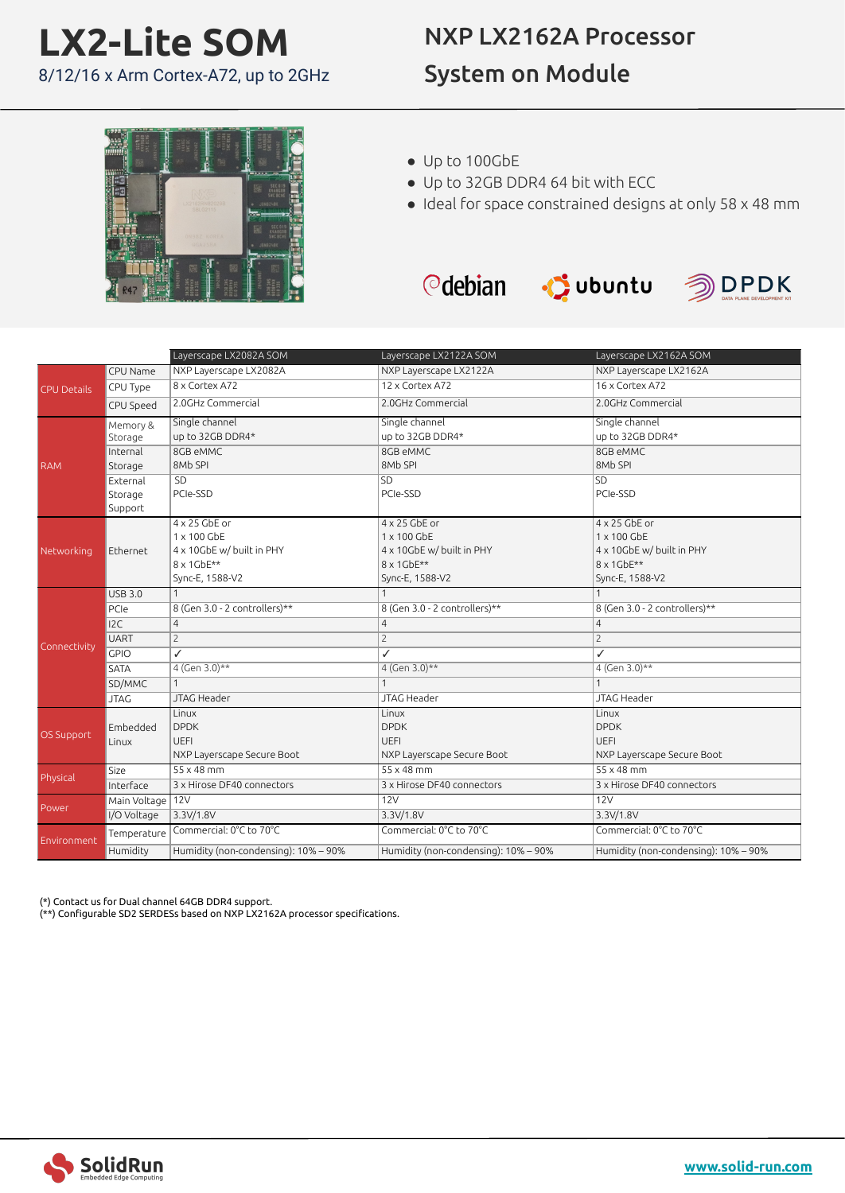# LX2-Lite SOM

8/12/16 x Arm Cortex-A72, up to 2GHz

## NXP LX2162A Processor System on Module

- Up to 100GbE
- Up to 32GB DDR4 64 bit with ECC
- Ideal for space constrained designs at only 58 x 48 mm

debian ubuntu DPDK

| | | Layerscape LX2082A SOM | Layerscape LX2122A SOM | Layerscape LX2162A SOM |
|---|---|---|---|---|
| CPU Details | CPU Name | NXP Layerscape LX2082A | NXP Layerscape LX2122A | NXP Layerscape LX2162A |
| | CPU Type | 8 x Cortex A72 | 12 x Cortex A72 | 16 x Cortex A72 |
| | CPU Speed | 2.0GHz Commercial | 2.0GHz Commercial | 2.0GHz Commercial |
| RAM | Memory & Storage | Single channel up to 32GB DDR4* | Single channel up to 32GB DDR4* | Single channel up to 32GB DDR4* |
| | Internal Storage | 8GB eMMC 8Mb SPI | 8GB eMMC 8Mb SPI | 8GB eMMC 8Mb SPI |
| | External Storage Support | SD PCIe-SSD | SD PCIe-SSD | SD PCIe-SSD |
| Networking | Ethernet | 4 x 25 GbE or 1 x 100 GbE 4 x 10GbE w/ built in PHY 8 x 1GbE** Sync-E, 1588-V2 | 4 x 25 GbE or 1 x 100 GbE 4 x 10GbE w/ built in PHY 8 x 1GbE** Sync-E, 1588-V2 | 4 x 25 GbE or 1 x 100 GbE 4 x 10GbE w/ built in PHY 8 x 1GbE** Sync-E, 1588-V2 |
| Connectivity | USB 3.0 | 1 | 1 | 1 |
| | PCIe | 8 (Gen 3.0 - 2 controllers)** | 8 (Gen 3.0 - 2 controllers)** | 8 (Gen 3.0 - 2 controllers)** |
| | I2C | 4 | 4 | 4 |
| | UART | 2 | 2 | 2 |
| | GPIO | ✓ | ✓ | ✓ |
| | SATA | 4 (Gen 3.0)** | 4 (Gen 3.0)** | 4 (Gen 3.0)** |
| | SD/MMC | 1 | 1 | 1 |
| | JTAG | JTAG Header | JTAG Header | JTAG Header |
| OS Support | Embedded Linux | Linux DPDK UEFI NXP Layerscape Secure Boot | Linux DPDK UEFI NXP Layerscape Secure Boot | Linux DPDK UEFI NXP Layerscape Secure Boot |
| Physical | Size | 55 x 48 mm | 55 x 48 mm | 55 x 48 mm |
| | Interface | 3 x Hirose DF40 connectors | 3 x Hirose DF40 connectors | 3 x Hirose DF40 connectors |
| Power | Main Voltage | 12V | 12V | 12V |
| | I/O Voltage | 3.3V/1.8V | 3.3V/1.8V | 3.3V/1.8V |
| Environment | Temperature | Commercial: 0°C to 70°C | Commercial: 0°C to 70°C | Commercial: 0°C to 70°C |
| | Humidity | Humidity (non-condensing): 10% – 90% | Humidity (non-condensing): 10% – 90% | Humidity (non-condensing): 10% – 90% |

(*) Contact us for Dual channel 64GB DDR4 support.
(**) Configurable SD2 SERDESs based on NXP LX2162A processor specifications.

SolidRun Embedded Edge Computing

www.solid-run.com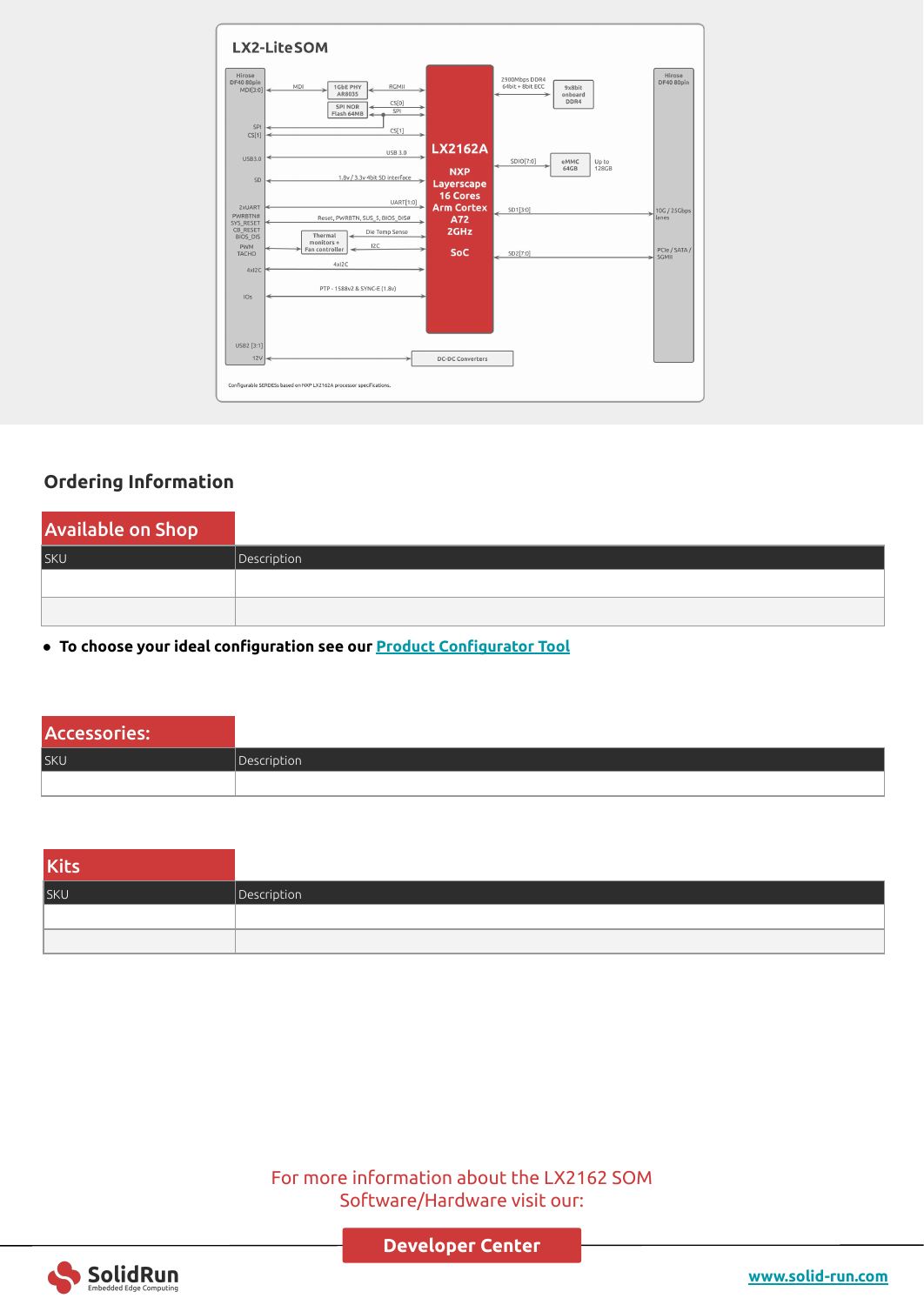## LX2-Lite SOM

Hirose DF40 80pin
MDI[3:0]
MDI
1GbE PHY AR8035
RGMII
SPI NOR Flash 64MB
CS[0]
SPI
SPI
CS[1]
CS[1]
USB3.0
USB 3.0
SD
1.8v / 3.3v 4bit SD interface
2xUART
UART[1:0]
PWRBTN#
SYS_RESET
CB_RESET
BIOS_DIS
Reset, PWRBTN, SUS_S, BIOS_DIS#
Thermal monitors + Fan controller
Die Temp Sense
PWM
TACHO
I2C
4xI2C
4xI2C
IOs
PTP - 1588v2 & SYNC-E (1.8v)
USB2 [3:1]
12V
DC-DC Converters

LX2162A
NXP Layerscape 16 Cores Arm Cortex A72 2GHz
SoC

2900Mbps DDR4 64bit + 8bit ECC
9x8bit onboard DDR4
SDIO[7:0]
eMMC 64GB
Up to 128GB
SD1[3:0]
SD2[7:0]
Hirose DF40 80pin
10G / 25Gbps lanes
PCIe / SATA / SGMII

Configurable SERDESs based on NXP LX2162A processor specifications.

## Ordering Information

### Available on Shop

| SKU | Description |
|---|---|
| | |
| | |

- **To choose your ideal configuration see our Product Configurator Tool**

### Accessories:

| SKU | Description |
|---|---|
| | |

### Kits

| SKU | Description |
|---|---|
| | |
| | |

For more information about the LX2162 SOM Software/Hardware visit our:

**Developer Center**

SolidRun
Embedded Edge Computing

www.solid-run.com